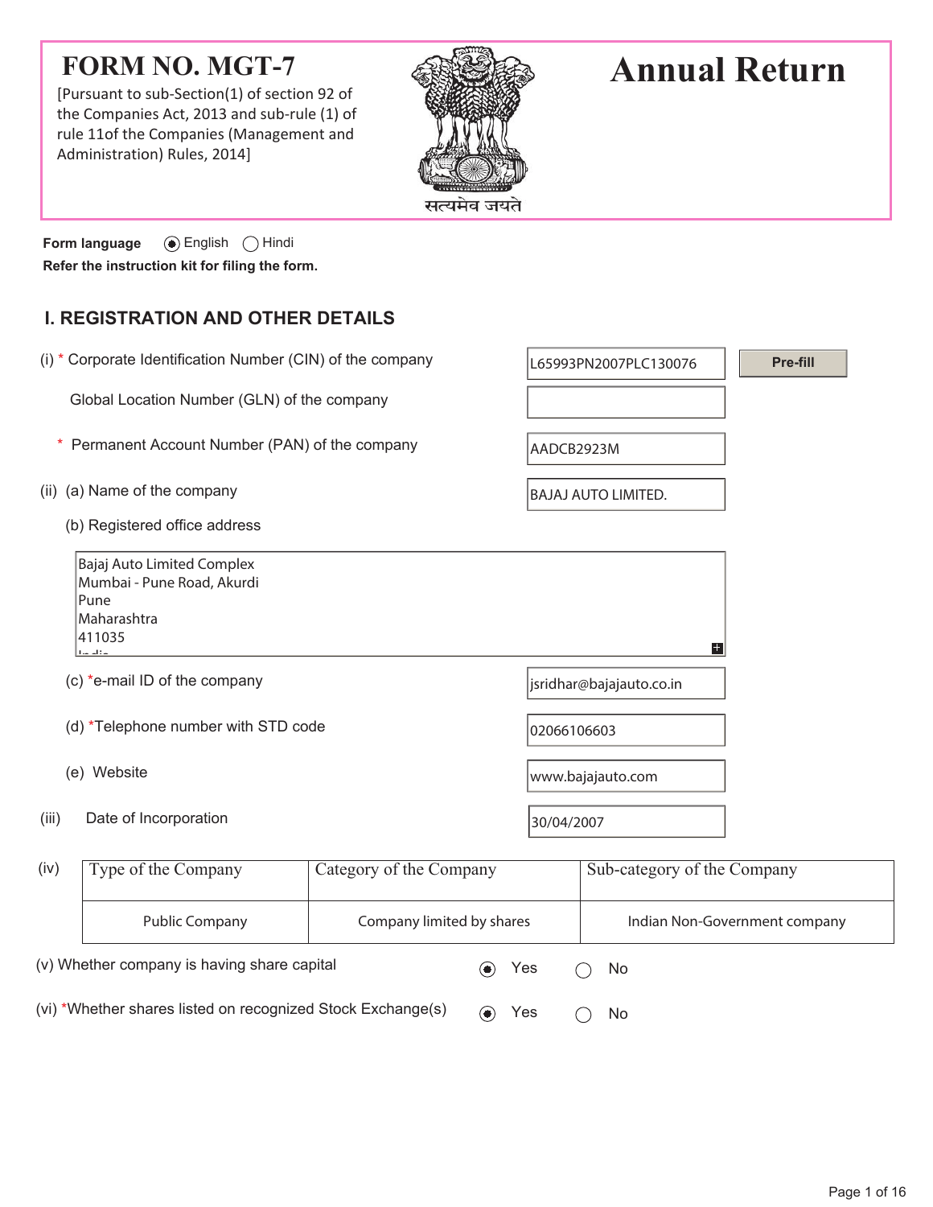# FORM NO. MGT-7

[Pursuant to sub-Section(1) of section 92 of the Companies Act, 2013 and sub-rule (1) of rule 11of the Companies (Management and Administration) Rules, 2014]

सत्यमेव जयते

# Annual Return

**Form language** (●) English ( ) Hindi

**Refer the instruction kit for filing the form.**

## I. REGISTRATION AND OTHER DETAILS

(i) * Corporate Identification Number (CIN) of the company: L65993PN2007PLC130076 [Pre-fill]

Global Location Number (GLN) of the company:

\* Permanent Account Number (PAN) of the company: AADCB2923M

(ii) (a) Name of the company: BAJAJ AUTO LIMITED.

(b) Registered office address

Bajaj Auto Limited Complex
Mumbai - Pune Road, Akurdi
Pune
Maharashtra
411035
India

(c) *e-mail ID of the company: jsridhar@bajajauto.co.in

(d) *Telephone number with STD code: 02066106603

(e) Website: www.bajajauto.com

(iii) Date of Incorporation: 30/04/2007

(iv)

| Type of the Company | Category of the Company | Sub-category of the Company |
|---|---|---|
| Public Company | Company limited by shares | Indian Non-Government company |

(v) Whether company is having share capital (●) Yes ( ) No

(vi) *Whether shares listed on recognized Stock Exchange(s) (●) Yes ( ) No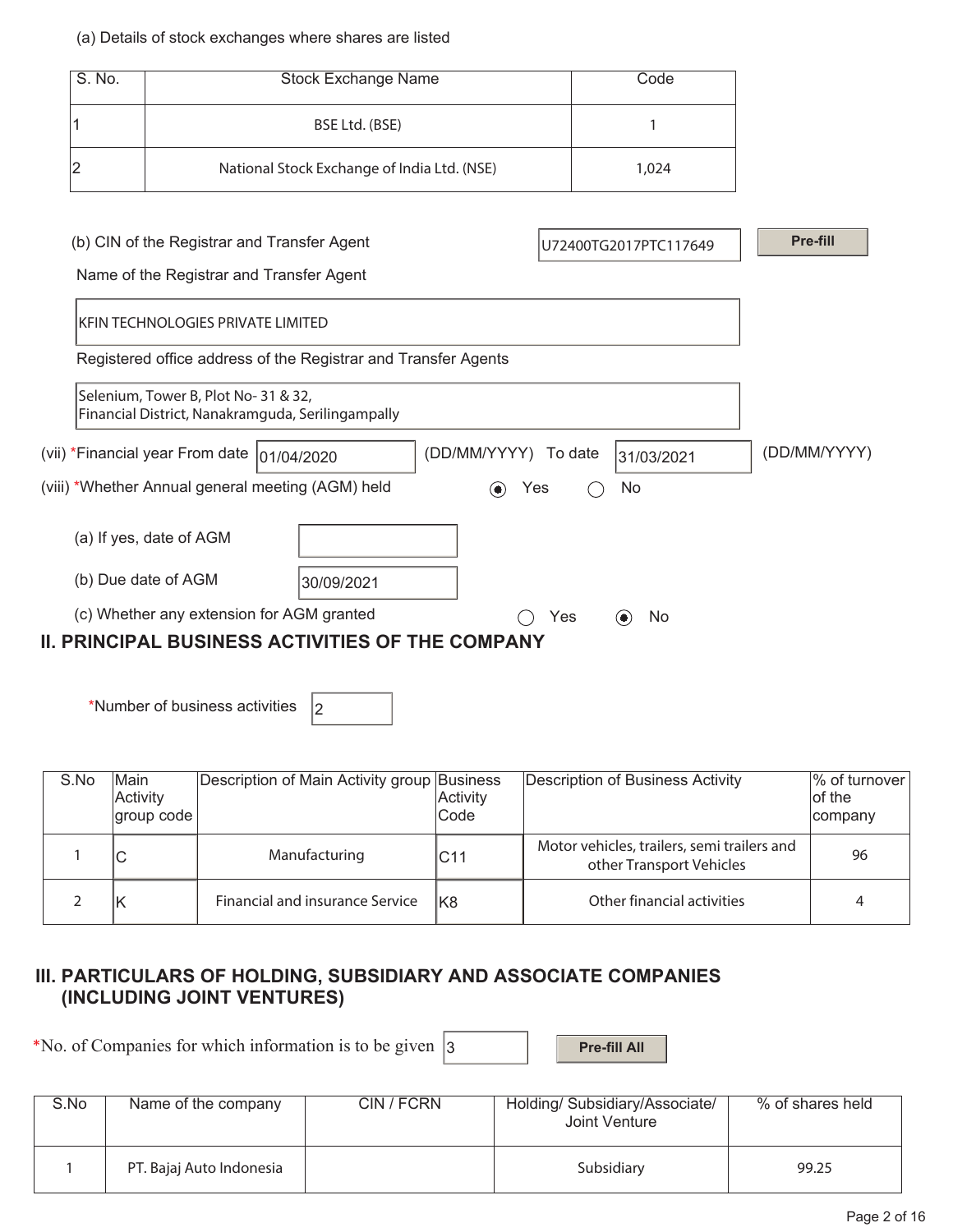(a) Details of stock exchanges where shares are listed

| S. No. | Stock Exchange Name | Code |
|---|---|---|
| 1 | BSE Ltd. (BSE) | 1 |
| 2 | National Stock Exchange of India Ltd. (NSE) | 1,024 |

(b) CIN of the Registrar and Transfer Agent: U72400TG2017PTC117649

Pre-fill

Name of the Registrar and Transfer Agent

KFIN TECHNOLOGIES PRIVATE LIMITED

Registered office address of the Registrar and Transfer Agents

Selenium, Tower B, Plot No- 31 & 32,
Financial District, Nanakramguda, Serilingampally

(vii) *Financial year From date 01/04/2020 (DD/MM/YYYY) To date 31/03/2021 (DD/MM/YYYY)

(viii) *Whether Annual general meeting (AGM) held ◉ Yes ◯ No

(a) If yes, date of AGM

(b) Due date of AGM 30/09/2021

(c) Whether any extension for AGM granted ◯ Yes ◉ No

## II. PRINCIPAL BUSINESS ACTIVITIES OF THE COMPANY

*Number of business activities 2

| S.No | Main Activity group code | Description of Main Activity group | Business Activity Code | Description of Business Activity | % of turnover of the company |
|---|---|---|---|---|---|
| 1 | C | Manufacturing | C11 | Motor vehicles, trailers, semi trailers and other Transport Vehicles | 96 |
| 2 | K | Financial and insurance Service | K8 | Other financial activities | 4 |

## III. PARTICULARS OF HOLDING, SUBSIDIARY AND ASSOCIATE COMPANIES (INCLUDING JOINT VENTURES)

*No. of Companies for which information is to be given 3

Pre-fill All

| S.No | Name of the company | CIN / FCRN | Holding/ Subsidiary/Associate/ Joint Venture | % of shares held |
|---|---|---|---|---|
| 1 | PT. Bajaj Auto Indonesia | | Subsidiary | 99.25 |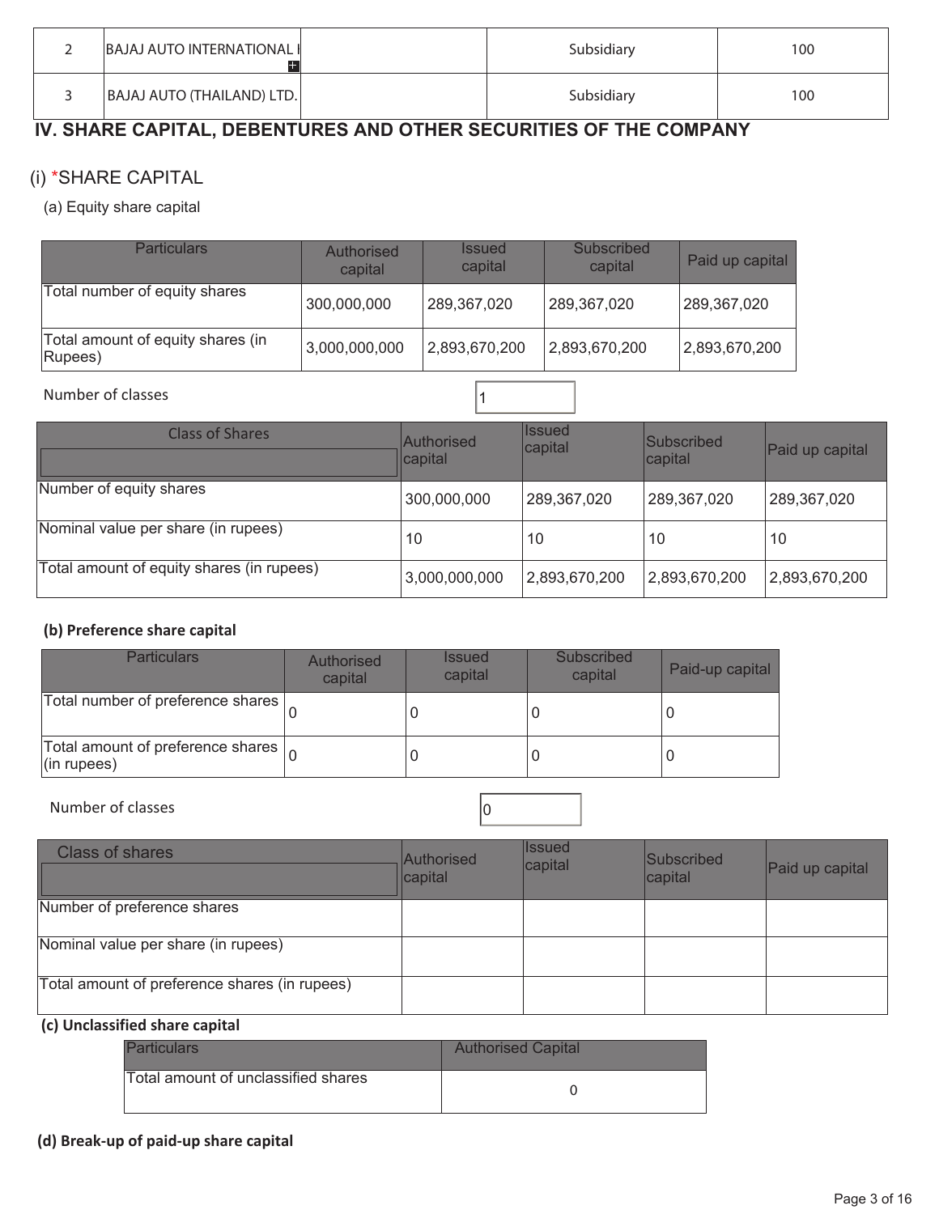| 2 | BAJAJ AUTO INTERNATIONAL I | | Subsidiary | 100 |
|---|---|---|---|---|
| 3 | BAJAJ AUTO (THAILAND) LTD. | | Subsidiary | 100 |

## IV. SHARE CAPITAL, DEBENTURES AND OTHER SECURITIES OF THE COMPANY

### (i) *SHARE CAPITAL

(a) Equity share capital

| Particulars | Authorised capital | Issued capital | Subscribed capital | Paid up capital |
|---|---|---|---|---|
| Total number of equity shares | 300,000,000 | 289,367,020 | 289,367,020 | 289,367,020 |
| Total amount of equity shares (in Rupees) | 3,000,000,000 | 2,893,670,200 | 2,893,670,200 | 2,893,670,200 |

Number of classes: 1

| Class of Shares | Authorised capital | Issued capital | Subscribed capital | Paid up capital |
|---|---|---|---|---|
| Number of equity shares | 300,000,000 | 289,367,020 | 289,367,020 | 289,367,020 |
| Nominal value per share (in rupees) | 10 | 10 | 10 | 10 |
| Total amount of equity shares (in rupees) | 3,000,000,000 | 2,893,670,200 | 2,893,670,200 | 2,893,670,200 |

**(b) Preference share capital**

| Particulars | Authorised capital | Issued capital | Subscribed capital | Paid-up capital |
|---|---|---|---|---|
| Total number of preference shares | 0 | 0 | 0 | 0 |
| Total amount of preference shares (in rupees) | 0 | 0 | 0 | 0 |

Number of classes: 0

| Class of shares | Authorised capital | Issued capital | Subscribed capital | Paid up capital |
|---|---|---|---|---|
| Number of preference shares | | | | |
| Nominal value per share (in rupees) | | | | |
| Total amount of preference shares (in rupees) | | | | |

**(c) Unclassified share capital**

| Particulars | Authorised Capital |
|---|---|
| Total amount of unclassified shares | 0 |

**(d) Break-up of paid-up share capital**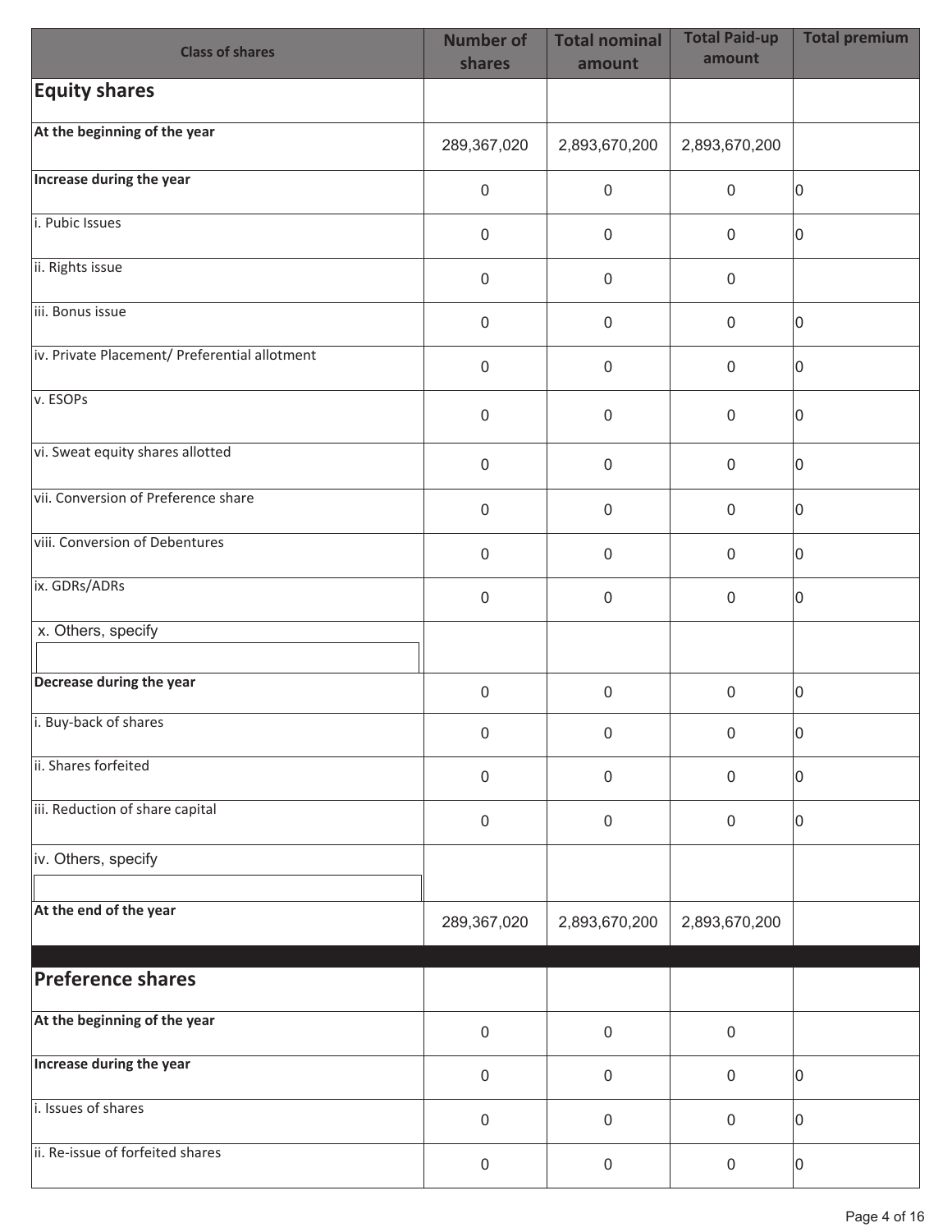| Class of shares | Number of shares | Total nominal amount | Total Paid-up amount | Total premium |
|---|---|---|---|---|
| **Equity shares** | | | | |
| **At the beginning of the year** | 289,367,020 | 2,893,670,200 | 2,893,670,200 | |
| **Increase during the year** | 0 | 0 | 0 | 0 |
| i. Pubic Issues | 0 | 0 | 0 | 0 |
| ii. Rights issue | 0 | 0 | 0 | |
| iii. Bonus issue | 0 | 0 | 0 | 0 |
| iv. Private Placement/ Preferential allotment | 0 | 0 | 0 | 0 |
| v. ESOPs | 0 | 0 | 0 | 0 |
| vi. Sweat equity shares allotted | 0 | 0 | 0 | 0 |
| vii. Conversion of Preference share | 0 | 0 | 0 | 0 |
| viii. Conversion of Debentures | 0 | 0 | 0 | 0 |
| ix. GDRs/ADRs | 0 | 0 | 0 | 0 |
| x. Others, specify | | | | |
| **Decrease during the year** | 0 | 0 | 0 | 0 |
| i. Buy-back of shares | 0 | 0 | 0 | 0 |
| ii. Shares forfeited | 0 | 0 | 0 | 0 |
| iii. Reduction of share capital | 0 | 0 | 0 | 0 |
| iv. Others, specify | | | | |
| **At the end of the year** | 289,367,020 | 2,893,670,200 | 2,893,670,200 | |
| **Preference shares** | | | | |
| **At the beginning of the year** | 0 | 0 | 0 | |
| **Increase during the year** | 0 | 0 | 0 | 0 |
| i. Issues of shares | 0 | 0 | 0 | 0 |
| ii. Re-issue of forfeited shares | 0 | 0 | 0 | 0 |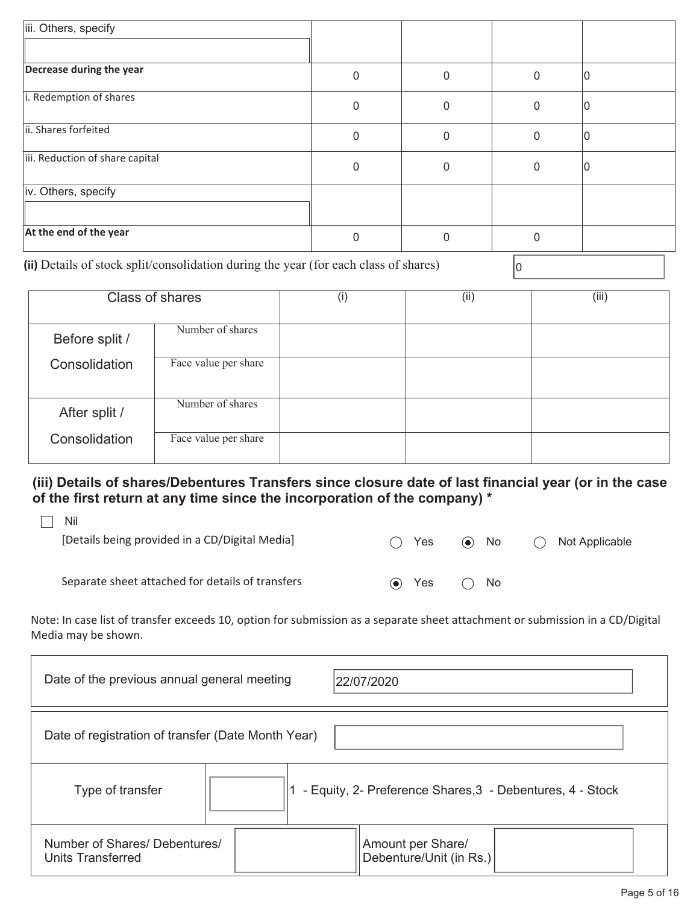| iii. Others, specify | | | | |
|---|---|---|---|---|
| **Decrease during the year** | 0 | 0 | 0 | 0 |
| i. Redemption of shares | 0 | 0 | 0 | 0 |
| ii. Shares forfeited | 0 | 0 | 0 | 0 |
| iii. Reduction of share capital | 0 | 0 | 0 | 0 |
| iv. Others, specify | | | | |
| **At the end of the year** | 0 | 0 | 0 | |

**(ii)** Details of stock split/consolidation during the year (for each class of shares) 0

| Class of shares | | (i) | (ii) | (iii) |
|---|---|---|---|---|
| Before split / Consolidation | Number of shares | | | |
| | Face value per share | | | |
| After split / Consolidation | Number of shares | | | |
| | Face value per share | | | |

**(iii) Details of shares/Debentures Transfers since closure date of last financial year (or in the case of the first return at any time since the incorporation of the company) ***

☐ Nil

[Details being provided in a CD/Digital Media] ○ Yes ◉ No ○ Not Applicable

Separate sheet attached for details of transfers ◉ Yes ○ No

Note: In case list of transfer exceeds 10, option for submission as a separate sheet attachment or submission in a CD/Digital Media may be shown.

| Date of the previous annual general meeting | 22/07/2020 |
|---|---|
| Date of registration of transfer (Date Month Year) | |

| Type of transfer | | 1 - Equity, 2- Preference Shares,3 - Debentures, 4 - Stock |
|---|---|---|

| Number of Shares/ Debentures/ Units Transferred | | Amount per Share/ Debenture/Unit (in Rs.) | |
|---|---|---|---|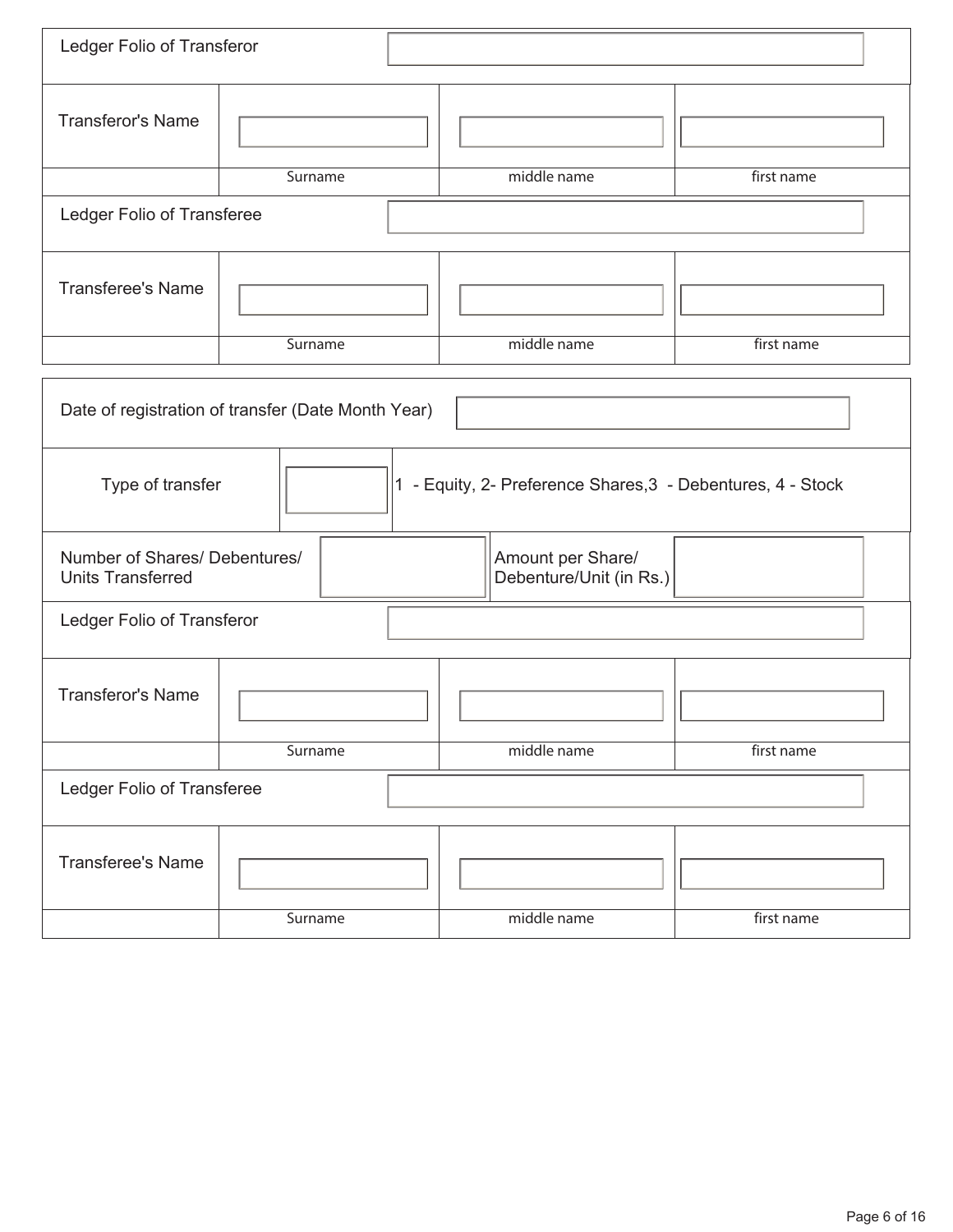| Ledger Folio of Transferor | | | |
|---|---|---|---|
| Transferor's Name | | | |
| | Surname | middle name | first name |
| Ledger Folio of Transferee | | | |
| Transferee's Name | | | |
| | Surname | middle name | first name |

| Date of registration of transfer (Date Month Year) | | | |
|---|---|---|---|
| Type of transfer | | 1 - Equity, 2- Preference Shares,3 - Debentures, 4 - Stock | |
| Number of Shares/ Debentures/ Units Transferred | | Amount per Share/ Debenture/Unit (in Rs.) | |
| Ledger Folio of Transferor | | | |
| Transferor's Name | | | |
| | Surname | middle name | first name |
| Ledger Folio of Transferee | | | |
| Transferee's Name | | | |
| | Surname | middle name | first name |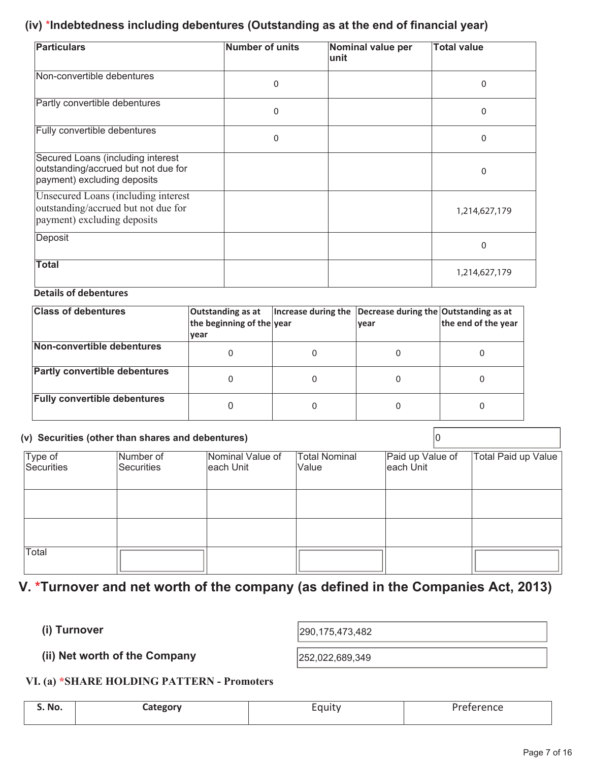### (iv) *Indebtedness including debentures (Outstanding as at the end of financial year)

| Particulars | Number of units | Nominal value per unit | Total value |
|---|---|---|---|
| Non-convertible debentures | 0 | | 0 |
| Partly convertible debentures | 0 | | 0 |
| Fully convertible debentures | 0 | | 0 |
| Secured Loans (including interest outstanding/accrued but not due for payment) excluding deposits | | | 0 |
| Unsecured Loans (including interest outstanding/accrued but not due for payment) excluding deposits | | | 1,214,627,179 |
| Deposit | | | 0 |
| **Total** | | | 1,214,627,179 |

**Details of debentures**

| Class of debentures | Outstanding as at the beginning of the year | Increase during the year | Decrease during the year | Outstanding as at the end of the year |
|---|---|---|---|---|
| **Non-convertible debentures** | 0 | 0 | 0 | 0 |
| **Partly convertible debentures** | 0 | 0 | 0 | 0 |
| **Fully convertible debentures** | 0 | 0 | 0 | 0 |

### (v) Securities (other than shares and debentures)

0

| Type of Securities | Number of Securities | Nominal Value of each Unit | Total Nominal Value | Paid up Value of each Unit | Total Paid up Value |
|---|---|---|---|---|---|
| | | | | | |
| | | | | | |
| Total | | | | | |

## V. *Turnover and net worth of the company (as defined in the Companies Act, 2013)

**(i) Turnover** 290,175,473,482

**(ii) Net worth of the Company** 252,022,689,349

### VI. (a) *SHARE HOLDING PATTERN - Promoters

| S. No. | Category | Equity | Preference |
|---|---|---|---|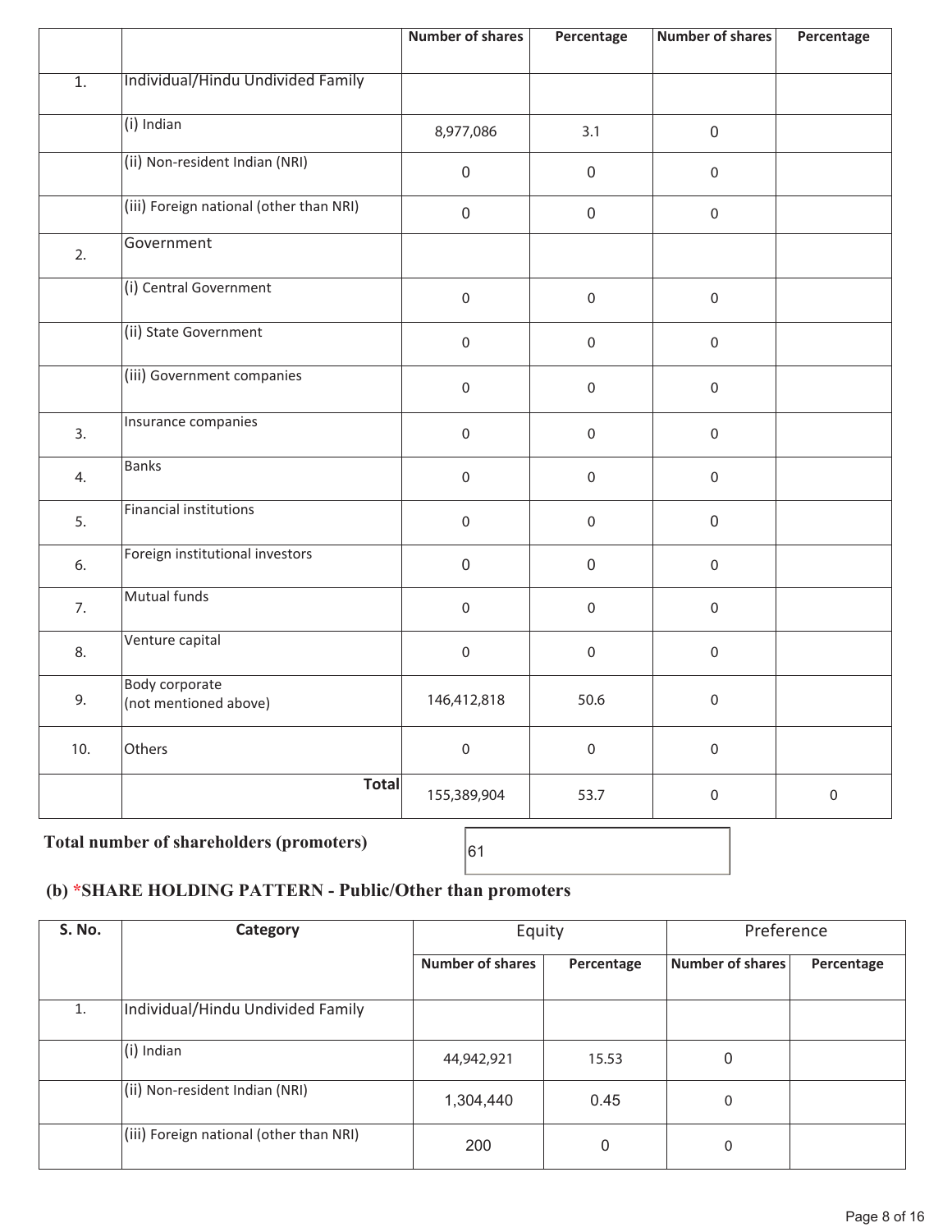| | | Number of shares | Percentage | Number of shares | Percentage |
|---|---|---|---|---|---|
| 1. | Individual/Hindu Undivided Family | | | | |
| | (i) Indian | 8,977,086 | 3.1 | 0 | |
| | (ii) Non-resident Indian (NRI) | 0 | 0 | 0 | |
| | (iii) Foreign national (other than NRI) | 0 | 0 | 0 | |
| 2. | Government | | | | |
| | (i) Central Government | 0 | 0 | 0 | |
| | (ii) State Government | 0 | 0 | 0 | |
| | (iii) Government companies | 0 | 0 | 0 | |
| 3. | Insurance companies | 0 | 0 | 0 | |
| 4. | Banks | 0 | 0 | 0 | |
| 5. | Financial institutions | 0 | 0 | 0 | |
| 6. | Foreign institutional investors | 0 | 0 | 0 | |
| 7. | Mutual funds | 0 | 0 | 0 | |
| 8. | Venture capital | 0 | 0 | 0 | |
| 9. | Body corporate (not mentioned above) | 146,412,818 | 50.6 | 0 | |
| 10. | Others | 0 | 0 | 0 | |
| | **Total** | 155,389,904 | 53.7 | 0 | 0 |

**Total number of shareholders (promoters)** 61

### (b) *SHARE HOLDING PATTERN - Public/Other than promoters

| S. No. | Category | Equity | | Preference | |
|---|---|---|---|---|---|
| | | Number of shares | Percentage | Number of shares | Percentage |
| 1. | Individual/Hindu Undivided Family | | | | |
| | (i) Indian | 44,942,921 | 15.53 | 0 | |
| | (ii) Non-resident Indian (NRI) | 1,304,440 | 0.45 | 0 | |
| | (iii) Foreign national (other than NRI) | 200 | 0 | 0 | |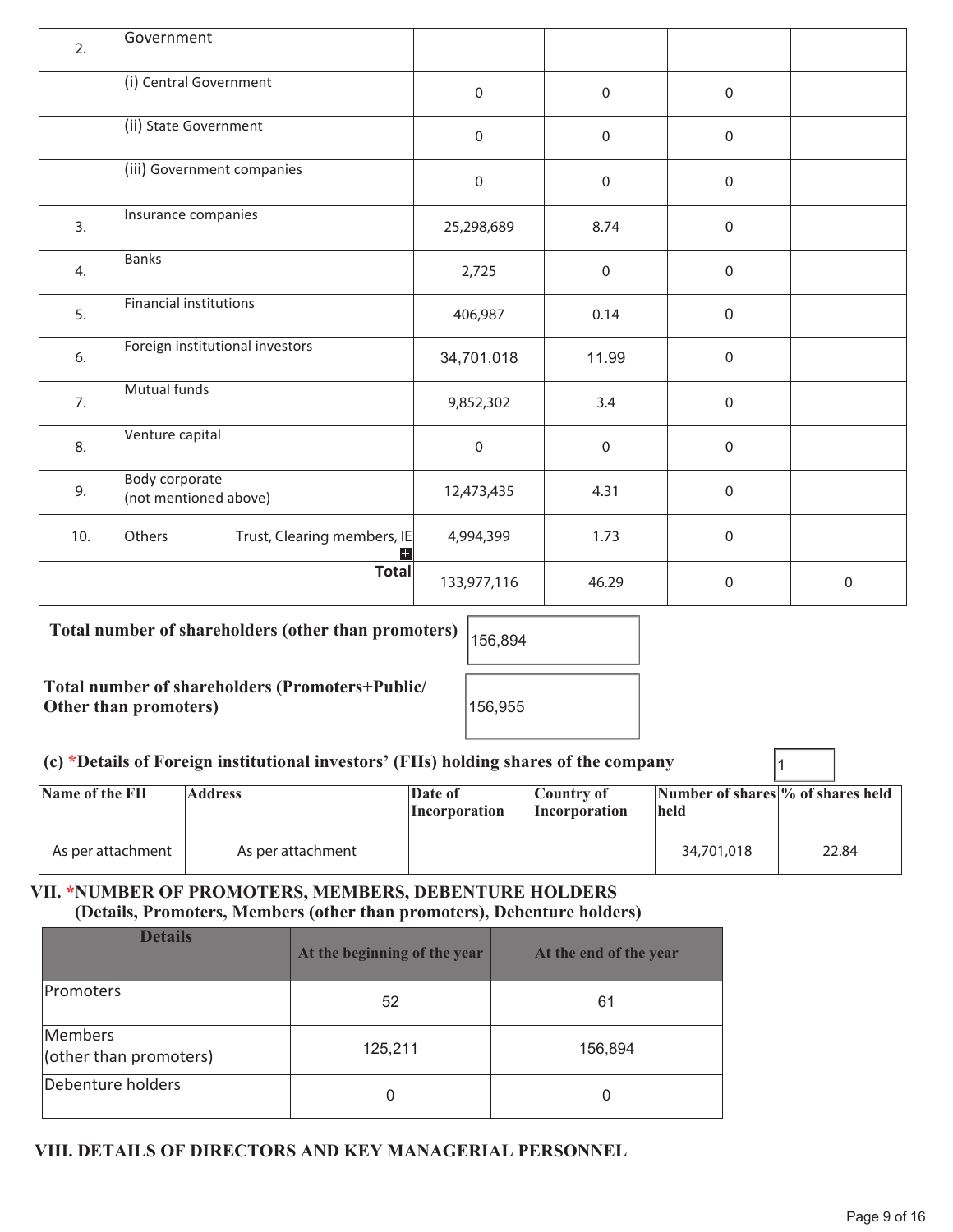| 2. | Government | | | | |
|---|---|---|---|---|---|
| | (i) Central Government | 0 | 0 | 0 | |
| | (ii) State Government | 0 | 0 | 0 | |
| | (iii) Government companies | 0 | 0 | 0 | |
| 3. | Insurance companies | 25,298,689 | 8.74 | 0 | |
| 4. | Banks | 2,725 | 0 | 0 | |
| 5. | Financial institutions | 406,987 | 0.14 | 0 | |
| 6. | Foreign institutional investors | 34,701,018 | 11.99 | 0 | |
| 7. | Mutual funds | 9,852,302 | 3.4 | 0 | |
| 8. | Venture capital | 0 | 0 | 0 | |
| 9. | Body corporate (not mentioned above) | 12,473,435 | 4.31 | 0 | |
| 10. | Others Trust, Clearing members, IE | 4,994,399 | 1.73 | 0 | |
| | **Total** | 133,977,116 | 46.29 | 0 | 0 |

**Total number of shareholders (other than promoters)** 156,894

**Total number of shareholders (Promoters+Public/ Other than promoters)** 156,955

**(c) *Details of Foreign institutional investors' (FIIs) holding shares of the company** 1

| Name of the FII | Address | Date of Incorporation | Country of Incorporation | Number of shares held | % of shares held |
|---|---|---|---|---|---|
| As per attachment | As per attachment | | | 34,701,018 | 22.84 |

## VII. *NUMBER OF PROMOTERS, MEMBERS, DEBENTURE HOLDERS (Details, Promoters, Members (other than promoters), Debenture holders)

| Details | At the beginning of the year | At the end of the year |
|---|---|---|
| Promoters | 52 | 61 |
| Members (other than promoters) | 125,211 | 156,894 |
| Debenture holders | 0 | 0 |

## VIII. DETAILS OF DIRECTORS AND KEY MANAGERIAL PERSONNEL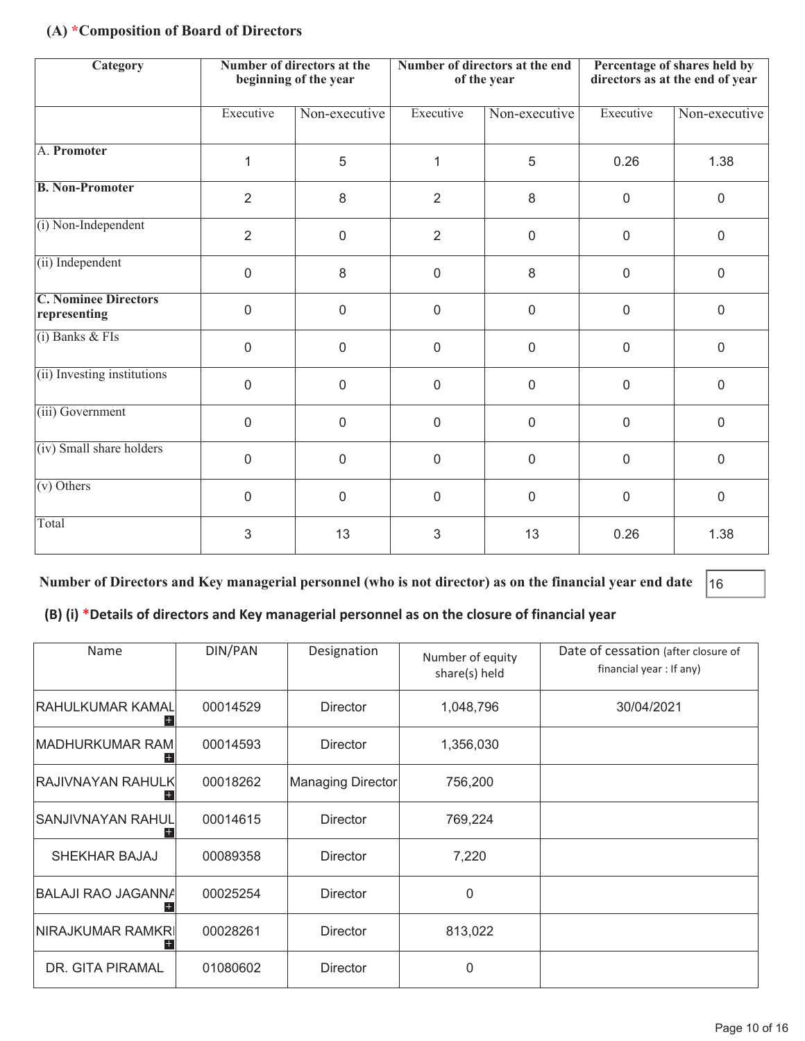### (A) *Composition of Board of Directors

| Category | Number of directors at the beginning of the year | | Number of directors at the end of the year | | Percentage of shares held by directors as at the end of year | |
|---|---|---|---|---|---|---|
| | Executive | Non-executive | Executive | Non-executive | Executive | Non-executive |
| A. **Promoter** | 1 | 5 | 1 | 5 | 0.26 | 1.38 |
| **B. Non-Promoter** | 2 | 8 | 2 | 8 | 0 | 0 |
| (i) Non-Independent | 2 | 0 | 2 | 0 | 0 | 0 |
| (ii) Independent | 0 | 8 | 0 | 8 | 0 | 0 |
| **C. Nominee Directors representing** | 0 | 0 | 0 | 0 | 0 | 0 |
| (i) Banks & FIs | 0 | 0 | 0 | 0 | 0 | 0 |
| (ii) Investing institutions | 0 | 0 | 0 | 0 | 0 | 0 |
| (iii) Government | 0 | 0 | 0 | 0 | 0 | 0 |
| (iv) Small share holders | 0 | 0 | 0 | 0 | 0 | 0 |
| (v) Others | 0 | 0 | 0 | 0 | 0 | 0 |
| Total | 3 | 13 | 3 | 13 | 0.26 | 1.38 |

**Number of Directors and Key managerial personnel (who is not director) as on the financial year end date** 16

### (B) (i) *Details of directors and Key managerial personnel as on the closure of financial year

| Name | DIN/PAN | Designation | Number of equity share(s) held | Date of cessation (after closure of financial year : If any) |
|---|---|---|---|---|
| RAHULKUMAR KAMAL | 00014529 | Director | 1,048,796 | 30/04/2021 |
| MADHURKUMAR RAM | 00014593 | Director | 1,356,030 | |
| RAJIVNAYAN RAHULK | 00018262 | Managing Director | 756,200 | |
| SANJIVNAYAN RAHUL | 00014615 | Director | 769,224 | |
| SHEKHAR BAJAJ | 00089358 | Director | 7,220 | |
| BALAJI RAO JAGANNA | 00025254 | Director | 0 | |
| NIRAJKUMAR RAMKRI | 00028261 | Director | 813,022 | |
| DR. GITA PIRAMAL | 01080602 | Director | 0 | |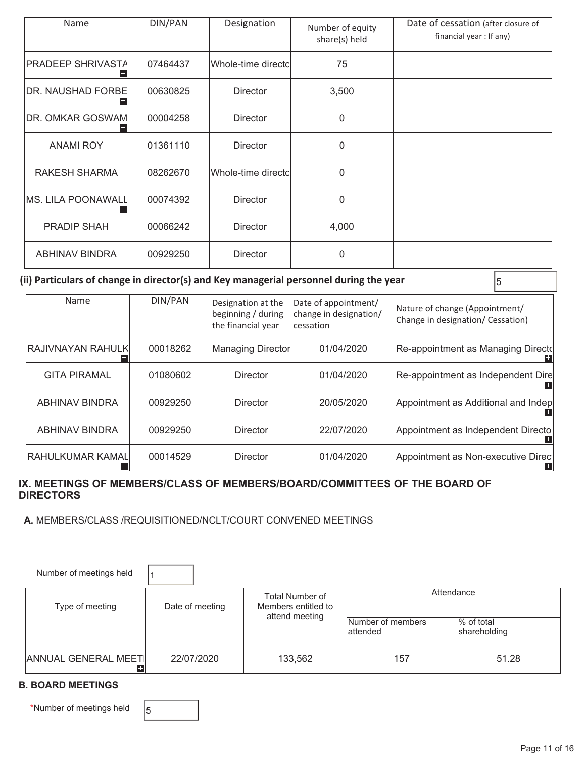| Name | DIN/PAN | Designation | Number of equity share(s) held | Date of cessation (after closure of financial year : If any) |
|---|---|---|---|---|
| PRADEEP SHRIVASTA | 07464437 | Whole-time directo | 75 | |
| DR. NAUSHAD FORBE | 00630825 | Director | 3,500 | |
| DR. OMKAR GOSWAM | 00004258 | Director | 0 | |
| ANAMI ROY | 01361110 | Director | 0 | |
| RAKESH SHARMA | 08262670 | Whole-time directo | 0 | |
| MS. LILA POONAWALL | 00074392 | Director | 0 | |
| PRADIP SHAH | 00066242 | Director | 4,000 | |
| ABHINAV BINDRA | 00929250 | Director | 0 | |

**(ii) Particulars of change in director(s) and Key managerial personnel during the year** 5

| Name | DIN/PAN | Designation at the beginning / during the financial year | Date of appointment/ change in designation/ cessation | Nature of change (Appointment/ Change in designation/ Cessation) |
|---|---|---|---|---|
| RAJIVNAYAN RAHULK | 00018262 | Managing Director | 01/04/2020 | Re-appointment as Managing Directo |
| GITA PIRAMAL | 01080602 | Director | 01/04/2020 | Re-appointment as Independent Dire |
| ABHINAV BINDRA | 00929250 | Director | 20/05/2020 | Appointment as Additional and Indep |
| ABHINAV BINDRA | 00929250 | Director | 22/07/2020 | Appointment as Independent Directo |
| RAHULKUMAR KAMAL | 00014529 | Director | 01/04/2020 | Appointment as Non-executive Direct |

## IX. MEETINGS OF MEMBERS/CLASS OF MEMBERS/BOARD/COMMITTEES OF THE BOARD OF DIRECTORS

**A.** MEMBERS/CLASS /REQUISITIONED/NCLT/COURT CONVENED MEETINGS

Number of meetings held 1

| Type of meeting | Date of meeting | Total Number of Members entitled to attend meeting | Attendance | |
|---|---|---|---|---|
| | | | Number of members attended | % of total shareholding |
| ANNUAL GENERAL MEETI | 22/07/2020 | 133,562 | 157 | 51.28 |

**B. BOARD MEETINGS**

*Number of meetings held 5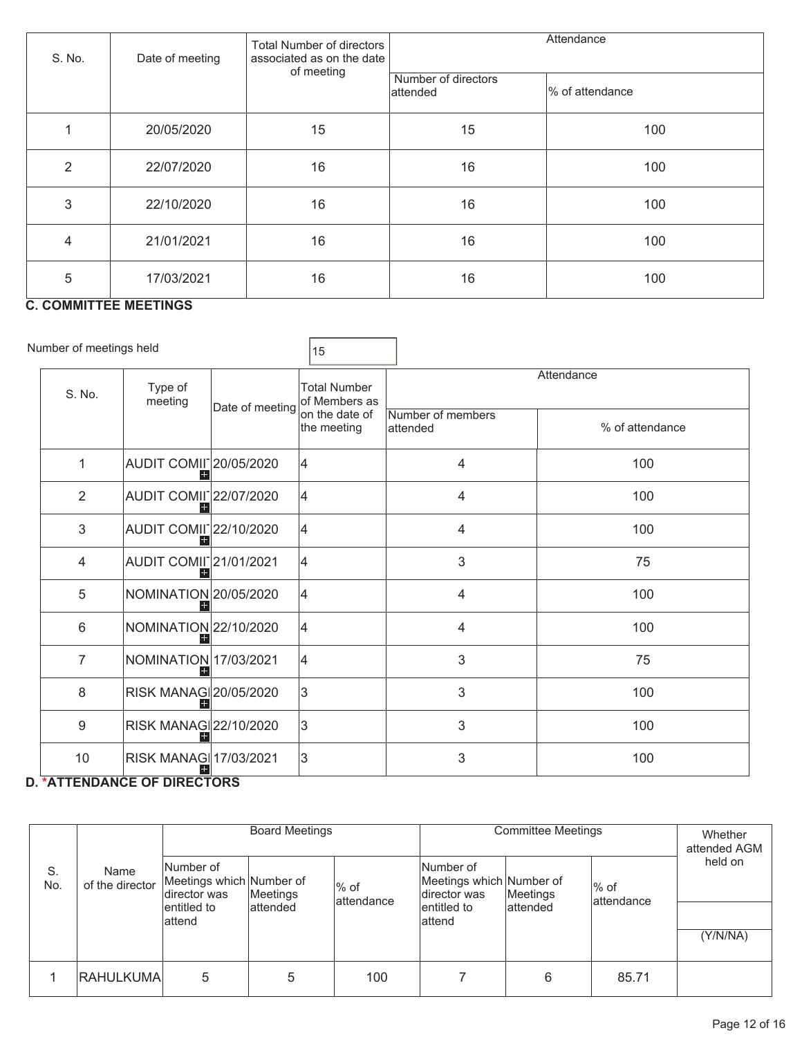| S. No. | Date of meeting | Total Number of directors associated as on the date of meeting | Attendance | |
|---|---|---|---|---|
| | | | Number of directors attended | % of attendance |
| 1 | 20/05/2020 | 15 | 15 | 100 |
| 2 | 22/07/2020 | 16 | 16 | 100 |
| 3 | 22/10/2020 | 16 | 16 | 100 |
| 4 | 21/01/2021 | 16 | 16 | 100 |
| 5 | 17/03/2021 | 16 | 16 | 100 |

**C. COMMITTEE MEETINGS**

Number of meetings held: 15

| S. No. | Type of meeting | Date of meeting | Total Number of Members as on the date of the meeting | Attendance | |
|---|---|---|---|---|---|
| | | | | Number of members attended | % of attendance |
| 1 | AUDIT COMI | 20/05/2020 | 4 | 4 | 100 |
| 2 | AUDIT COMI | 22/07/2020 | 4 | 4 | 100 |
| 3 | AUDIT COMI | 22/10/2020 | 4 | 4 | 100 |
| 4 | AUDIT COMI | 21/01/2021 | 4 | 3 | 75 |
| 5 | NOMINATION | 20/05/2020 | 4 | 4 | 100 |
| 6 | NOMINATION | 22/10/2020 | 4 | 4 | 100 |
| 7 | NOMINATION | 17/03/2021 | 4 | 3 | 75 |
| 8 | RISK MANAGI | 20/05/2020 | 3 | 3 | 100 |
| 9 | RISK MANAGI | 22/10/2020 | 3 | 3 | 100 |
| 10 | RISK MANAGI | 17/03/2021 | 3 | 3 | 100 |

**D. *ATTENDANCE OF DIRECTORS**

| S. No. | Name of the director | Board Meetings | | | Committee Meetings | | | Whether attended AGM held on |
|---|---|---|---|---|---|---|---|---|
| | | Number of Meetings which director was entitled to attend | Number of Meetings attended | % of attendance | Number of Meetings which director was entitled to attend | Number of Meetings attended | % of attendance | (Y/N/NA) |
| 1 | RAHULKUMA | 5 | 5 | 100 | 7 | 6 | 85.71 | |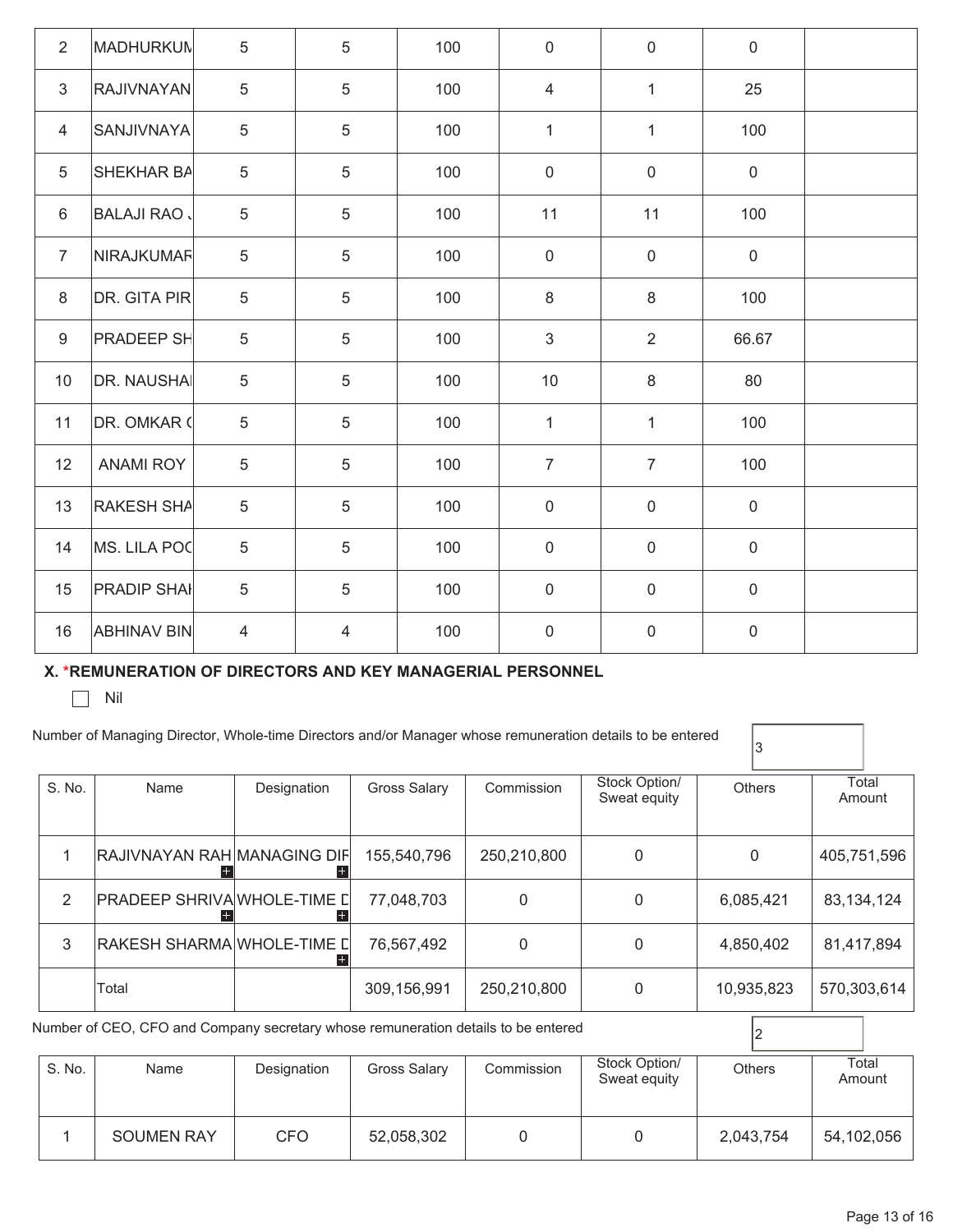| 2 | MADHURKUM | 5 | 5 | 100 | 0 | 0 | 0 | |
|---|---|---|---|---|---|---|---|---|
| 3 | RAJIVNAYAN | 5 | 5 | 100 | 4 | 1 | 25 | |
| 4 | SANJIVNAYA | 5 | 5 | 100 | 1 | 1 | 100 | |
| 5 | SHEKHAR BA | 5 | 5 | 100 | 0 | 0 | 0 | |
| 6 | BALAJI RAO . | 5 | 5 | 100 | 11 | 11 | 100 | |
| 7 | NIRAJKUMAR | 5 | 5 | 100 | 0 | 0 | 0 | |
| 8 | DR. GITA PIR | 5 | 5 | 100 | 8 | 8 | 100 | |
| 9 | PRADEEP SH | 5 | 5 | 100 | 3 | 2 | 66.67 | |
| 10 | DR. NAUSHA | 5 | 5 | 100 | 10 | 8 | 80 | |
| 11 | DR. OMKAR ( | 5 | 5 | 100 | 1 | 1 | 100 | |
| 12 | ANAMI ROY | 5 | 5 | 100 | 7 | 7 | 100 | |
| 13 | RAKESH SHA | 5 | 5 | 100 | 0 | 0 | 0 | |
| 14 | MS. LILA POC | 5 | 5 | 100 | 0 | 0 | 0 | |
| 15 | PRADIP SHAI | 5 | 5 | 100 | 0 | 0 | 0 | |
| 16 | ABHINAV BIN | 4 | 4 | 100 | 0 | 0 | 0 | |

### X. *REMUNERATION OF DIRECTORS AND KEY MANAGERIAL PERSONNEL

☐ Nil

Number of Managing Director, Whole-time Directors and/or Manager whose remuneration details to be entered: 3

| S. No. | Name | Designation | Gross Salary | Commission | Stock Option/ Sweat equity | Others | Total Amount |
|---|---|---|---|---|---|---|---|
| 1 | RAJIVNAYAN RAH | MANAGING DIF | 155,540,796 | 250,210,800 | 0 | 0 | 405,751,596 |
| 2 | PRADEEP SHRIVA | WHOLE-TIME D | 77,048,703 | 0 | 0 | 6,085,421 | 83,134,124 |
| 3 | RAKESH SHARMA | WHOLE-TIME D | 76,567,492 | 0 | 0 | 4,850,402 | 81,417,894 |
| | Total | | 309,156,991 | 250,210,800 | 0 | 10,935,823 | 570,303,614 |

Number of CEO, CFO and Company secretary whose remuneration details to be entered: 2

| S. No. | Name | Designation | Gross Salary | Commission | Stock Option/ Sweat equity | Others | Total Amount |
|---|---|---|---|---|---|---|---|
| 1 | SOUMEN RAY | CFO | 52,058,302 | 0 | 0 | 2,043,754 | 54,102,056 |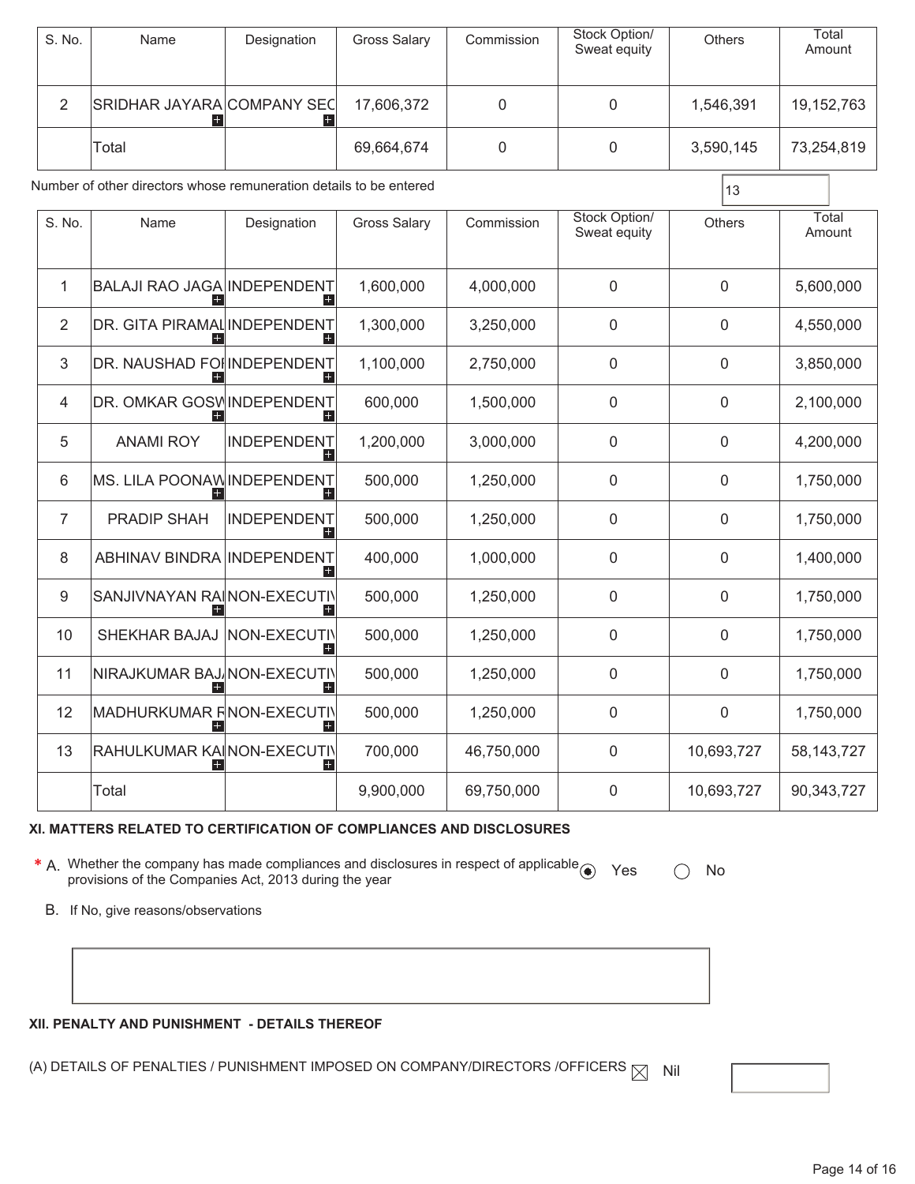| S. No. | Name | Designation | Gross Salary | Commission | Stock Option/ Sweat equity | Others | Total Amount |
|---|---|---|---|---|---|---|---|
| 2 | SRIDHAR JAYARA | COMPANY SEC | 17,606,372 | 0 | 0 | 1,546,391 | 19,152,763 |
| | Total | | 69,664,674 | 0 | 0 | 3,590,145 | 73,254,819 |

Number of other directors whose remuneration details to be entered: 13

| S. No. | Name | Designation | Gross Salary | Commission | Stock Option/ Sweat equity | Others | Total Amount |
|---|---|---|---|---|---|---|---|
| 1 | BALAJI RAO JAGA | INDEPENDENT | 1,600,000 | 4,000,000 | 0 | 0 | 5,600,000 |
| 2 | DR. GITA PIRAMAL | INDEPENDENT | 1,300,000 | 3,250,000 | 0 | 0 | 4,550,000 |
| 3 | DR. NAUSHAD FO | INDEPENDENT | 1,100,000 | 2,750,000 | 0 | 0 | 3,850,000 |
| 4 | DR. OMKAR GOSW | INDEPENDENT | 600,000 | 1,500,000 | 0 | 0 | 2,100,000 |
| 5 | ANAMI ROY | INDEPENDENT | 1,200,000 | 3,000,000 | 0 | 0 | 4,200,000 |
| 6 | MS. LILA POONAW | INDEPENDENT | 500,000 | 1,250,000 | 0 | 0 | 1,750,000 |
| 7 | PRADIP SHAH | INDEPENDENT | 500,000 | 1,250,000 | 0 | 0 | 1,750,000 |
| 8 | ABHINAV BINDRA | INDEPENDENT | 400,000 | 1,000,000 | 0 | 0 | 1,400,000 |
| 9 | SANJIVNAYAN RA | NON-EXECUTIV | 500,000 | 1,250,000 | 0 | 0 | 1,750,000 |
| 10 | SHEKHAR BAJAJ | NON-EXECUTIV | 500,000 | 1,250,000 | 0 | 0 | 1,750,000 |
| 11 | NIRAJKUMAR BAJ | NON-EXECUTIV | 500,000 | 1,250,000 | 0 | 0 | 1,750,000 |
| 12 | MADHURKUMAR R | NON-EXECUTIV | 500,000 | 1,250,000 | 0 | 0 | 1,750,000 |
| 13 | RAHULKUMAR KA | NON-EXECUTIV | 700,000 | 46,750,000 | 0 | 10,693,727 | 58,143,727 |
| | Total | | 9,900,000 | 69,750,000 | 0 | 10,693,727 | 90,343,727 |

## XI. MATTERS RELATED TO CERTIFICATION OF COMPLIANCES AND DISCLOSURES

\* A. Whether the company has made compliances and disclosures in respect of applicable provisions of the Companies Act, 2013 during the year ◉ Yes ◯ No

B. If No, give reasons/observations

## XII. PENALTY AND PUNISHMENT - DETAILS THEREOF

(A) DETAILS OF PENALTIES / PUNISHMENT IMPOSED ON COMPANY/DIRECTORS /OFFICERS ☒ Nil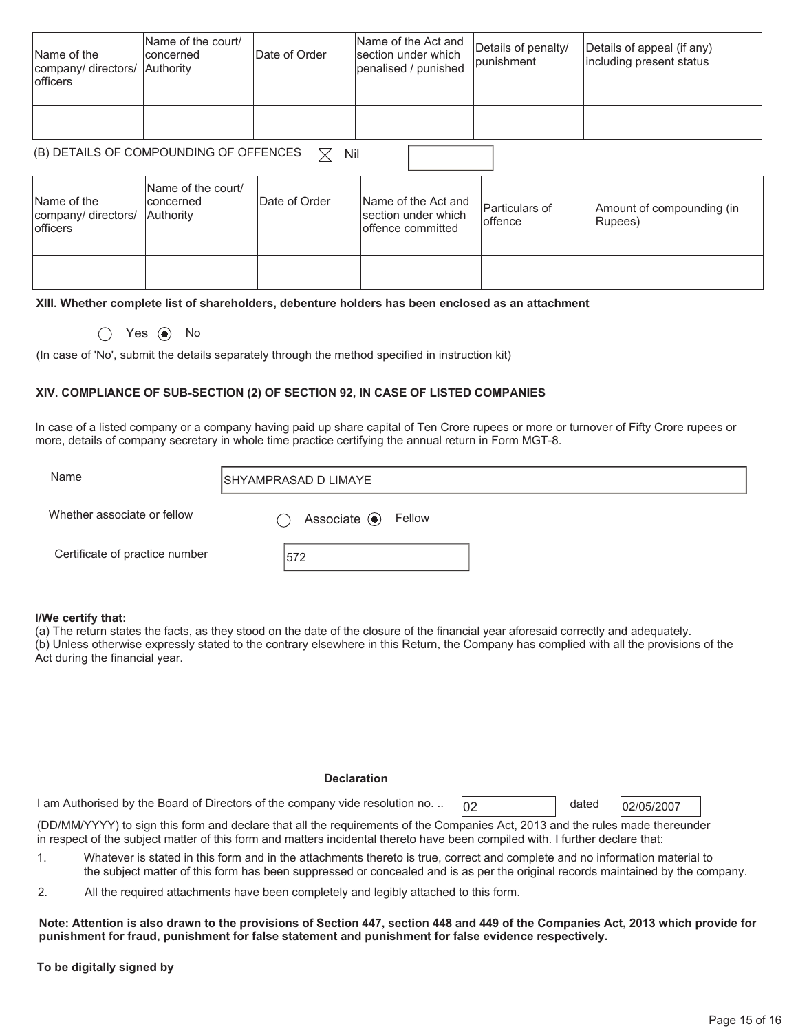| Name of the company/ directors/ officers | Name of the court/ concerned Authority | Date of Order | Name of the Act and section under which penalised / punished | Details of penalty/ punishment | Details of appeal (if any) including present status |
|---|---|---|---|---|---|
| | | | | | |

(B) DETAILS OF COMPOUNDING OF OFFENCES ☒ Nil

| Name of the company/ directors/ officers | Name of the court/ concerned Authority | Date of Order | Name of the Act and section under which offence committed | Particulars of offence | Amount of compounding (in Rupees) |
|---|---|---|---|---|---|
| | | | | | |

**XIII. Whether complete list of shareholders, debenture holders has been enclosed as an attachment**

○ Yes ◉ No

(In case of 'No', submit the details separately through the method specified in instruction kit)

**XIV. COMPLIANCE OF SUB-SECTION (2) OF SECTION 92, IN CASE OF LISTED COMPANIES**

In case of a listed company or a company having paid up share capital of Ten Crore rupees or more or turnover of Fifty Crore rupees or more, details of company secretary in whole time practice certifying the annual return in Form MGT-8.

Name: SHYAMPRASAD D LIMAYE

Whether associate or fellow: ○ Associate ◉ Fellow

Certificate of practice number: 572

**I/We certify that:**

(a) The return states the facts, as they stood on the date of the closure of the financial year aforesaid correctly and adequately.

(b) Unless otherwise expressly stated to the contrary elsewhere in this Return, the Company has complied with all the provisions of the Act during the financial year.

**Declaration**

I am Authorised by the Board of Directors of the company vide resolution no. .. 02 dated 02/05/2007 (DD/MM/YYYY) to sign this form and declare that all the requirements of the Companies Act, 2013 and the rules made thereunder in respect of the subject matter of this form and matters incidental thereto have been compiled with. I further declare that:

1. Whatever is stated in this form and in the attachments thereto is true, correct and complete and no information material to the subject matter of this form has been suppressed or concealed and is as per the original records maintained by the company.
2. All the required attachments have been completely and legibly attached to this form.

**Note: Attention is also drawn to the provisions of Section 447, section 448 and 449 of the Companies Act, 2013 which provide for punishment for fraud, punishment for false statement and punishment for false evidence respectively.**

**To be digitally signed by**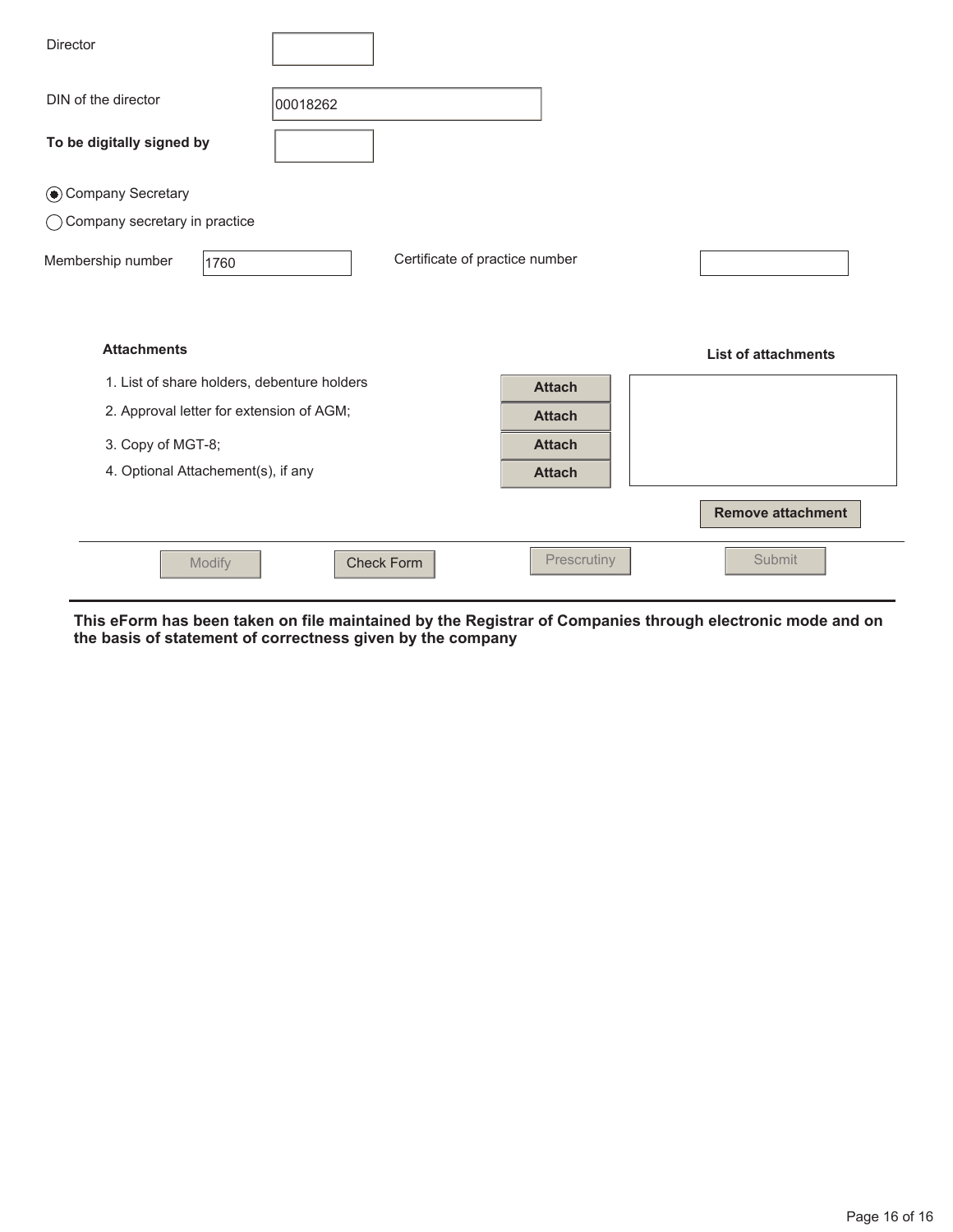Director

DIN of the director 00018262

**To be digitally signed by**

(●) Company Secretary

( ) Company secretary in practice

Membership number 1760 Certificate of practice number

**Attachments**

1. List of share holders, debenture holders
2. Approval letter for extension of AGM;
3. Copy of MGT-8;
4. Optional Attachement(s), if any

**List of attachments**

**This eForm has been taken on file maintained by the Registrar of Companies through electronic mode and on the basis of statement of correctness given by the company**